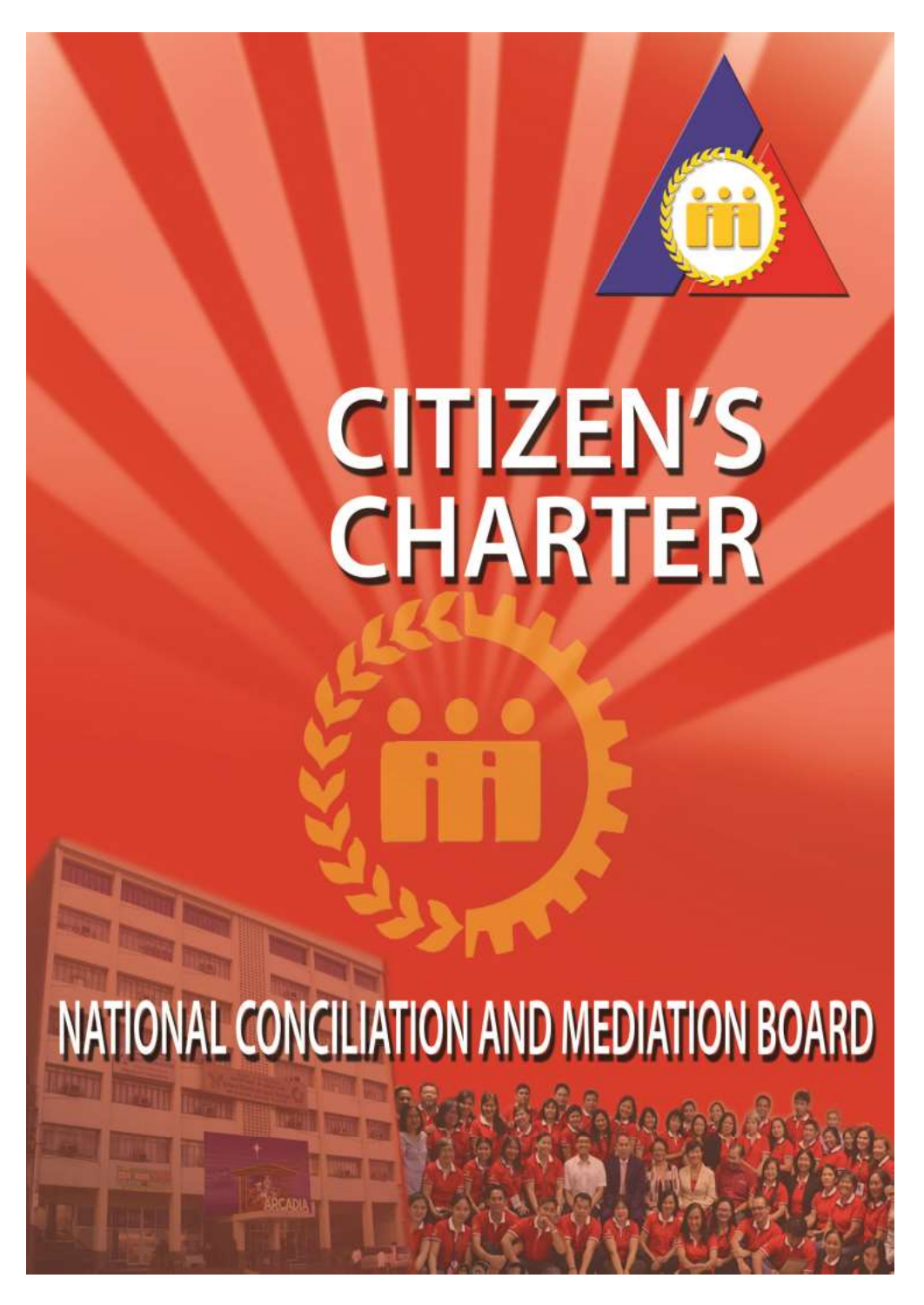# CITIZEN'S CHARTER

## NATIONAL CONCILIATION AND MEDIATION BOARD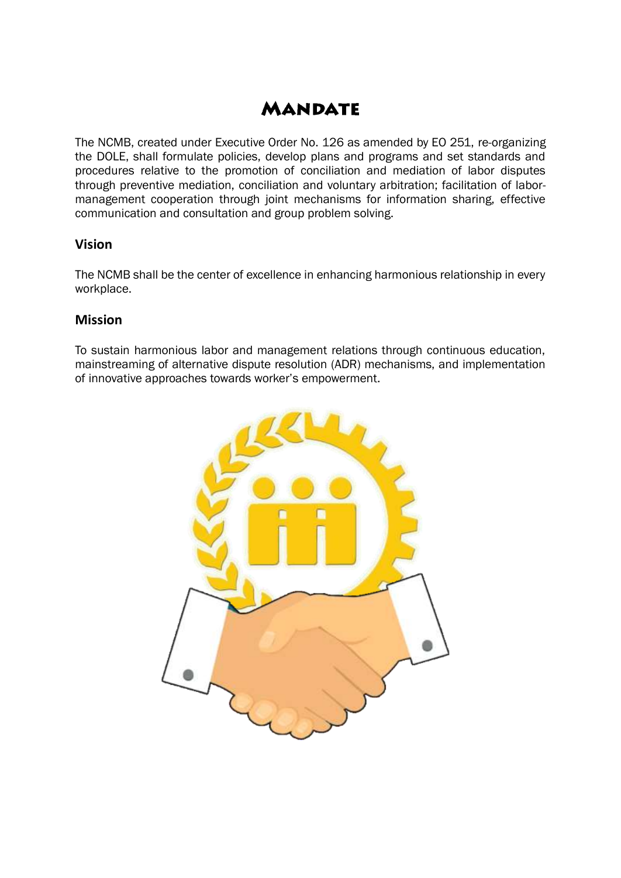# Mandate

The NCMB, created under Executive Order No. 126 as amended by EO 251, re-organizing the DOLE, shall formulate policies, develop plans and programs and set standards and procedures relative to the promotion of conciliation and mediation of labor disputes through preventive mediation, conciliation and voluntary arbitration; facilitation of labor-management cooperation through joint mechanisms for information sharing, effective communication and consultation and group problem solving.

## Vision

The NCMB shall be the center of excellence in enhancing harmonious relationship in every workplace.

## Mission

To sustain harmonious labor and management relations through continuous education, mainstreaming of alternative dispute resolution (ADR) mechanisms, and implementation of innovative approaches towards worker's empowerment.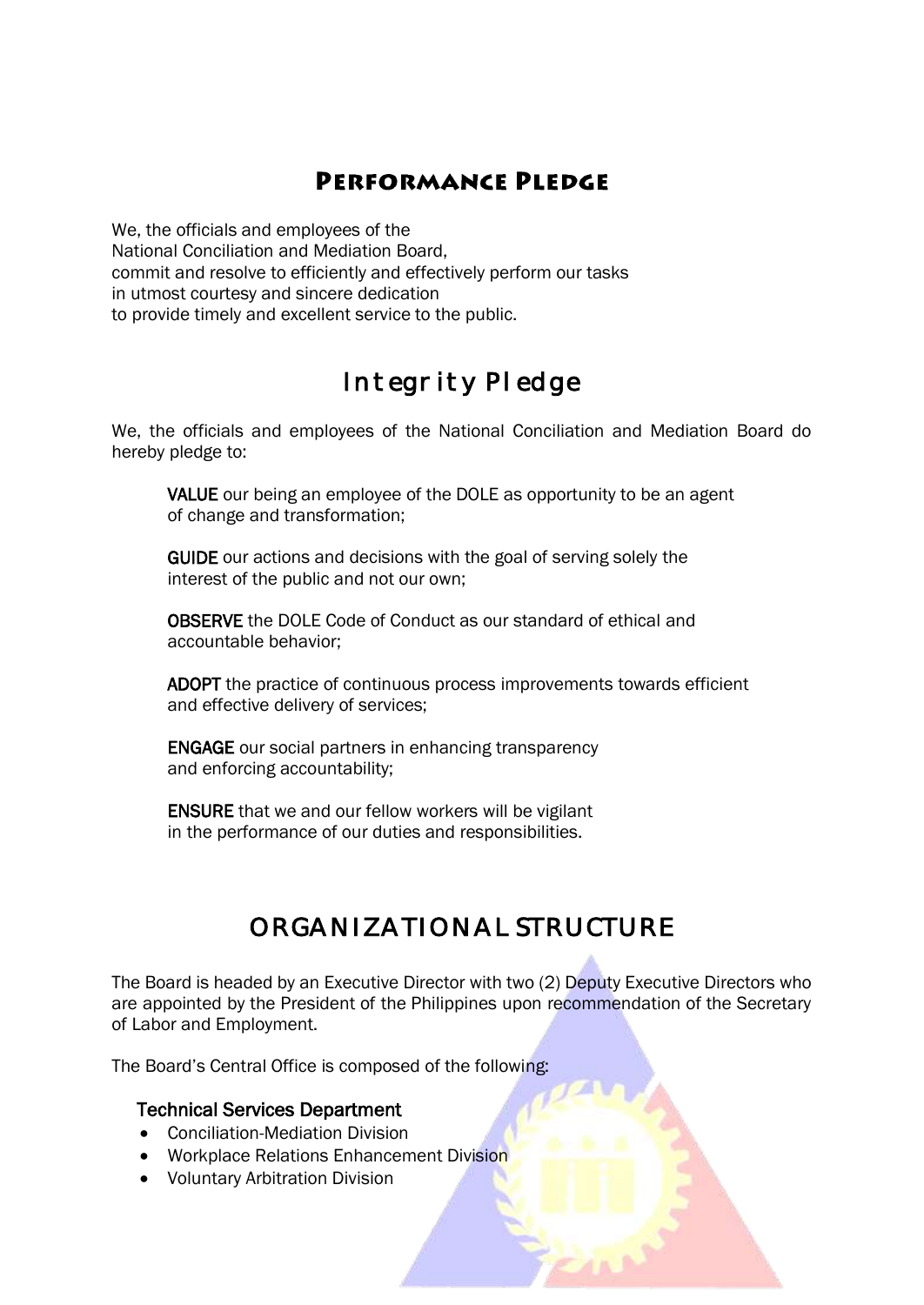# Performance Pledge

We, the officials and employees of the
National Conciliation and Mediation Board,
commit and resolve to efficiently and effectively perform our tasks
in utmost courtesy and sincere dedication
to provide timely and excellent service to the public.

# Integrity Pledge

We, the officials and employees of the National Conciliation and Mediation Board do hereby pledge to:

**VALUE** our being an employee of the DOLE as opportunity to be an agent of change and transformation;

**GUIDE** our actions and decisions with the goal of serving solely the interest of the public and not our own;

**OBSERVE** the DOLE Code of Conduct as our standard of ethical and accountable behavior;

**ADOPT** the practice of continuous process improvements towards efficient and effective delivery of services;

**ENGAGE** our social partners in enhancing transparency and enforcing accountability;

**ENSURE** that we and our fellow workers will be vigilant in the performance of our duties and responsibilities.

# ORGANIZATIONAL STRUCTURE

The Board is headed by an Executive Director with two (2) Deputy Executive Directors who are appointed by the President of the Philippines upon recommendation of the Secretary of Labor and Employment.

The Board's Central Office is composed of the following:

### Technical Services Department

- Conciliation-Mediation Division
- Workplace Relations Enhancement Division
- Voluntary Arbitration Division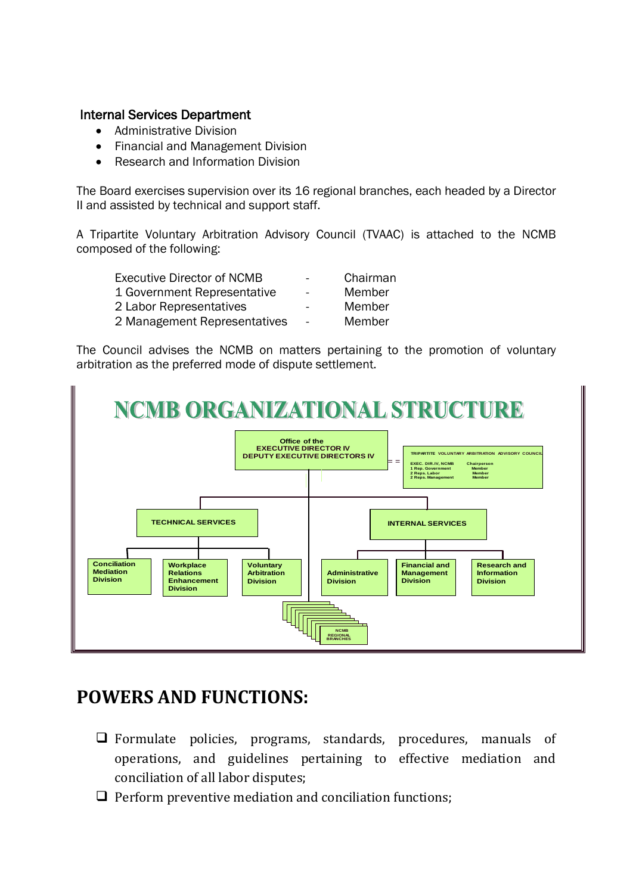### Internal Services Department

- Administrative Division
- Financial and Management Division
- Research and Information Division

The Board exercises supervision over its 16 regional branches, each headed by a Director II and assisted by technical and support staff.

A Tripartite Voluntary Arbitration Advisory Council (TVAAC) is attached to the NCMB composed of the following:

| | | |
|---|---|---|
| Executive Director of NCMB | - | Chairman |
| 1 Government Representative | - | Member |
| 2 Labor Representatives | - | Member |
| 2 Management Representatives | - | Member |

The Council advises the NCMB on matters pertaining to the promotion of voluntary arbitration as the preferred mode of dispute settlement.

## NCMB ORGANIZATIONAL STRUCTURE

Office of the EXECUTIVE DIRECTOR IV
DEPUTY EXECUTIVE DIRECTORS IV

TRIPARTITE VOLUNTARY ARBITRATION ADVISORY COUNCIL

| | |
|---|---|
| EXEC. DIR.IV, NCMB | Chairperson |
| 1 Rep. Government | Member |
| 2 Reps. Labor | Member |
| 2 Reps. Management | Member |

TECHNICAL SERVICES
- Conciliation Mediation Division
- Workplace Relations Enhancement Division
- Voluntary Arbitration Division

INTERNAL SERVICES
- Administrative Division
- Financial and Management Division
- Research and Information Division

NCMB REGIONAL BRANCHES

# POWERS AND FUNCTIONS:

- ❑ Formulate policies, programs, standards, procedures, manuals of operations, and guidelines pertaining to effective mediation and conciliation of all labor disputes;
- ❑ Perform preventive mediation and conciliation functions;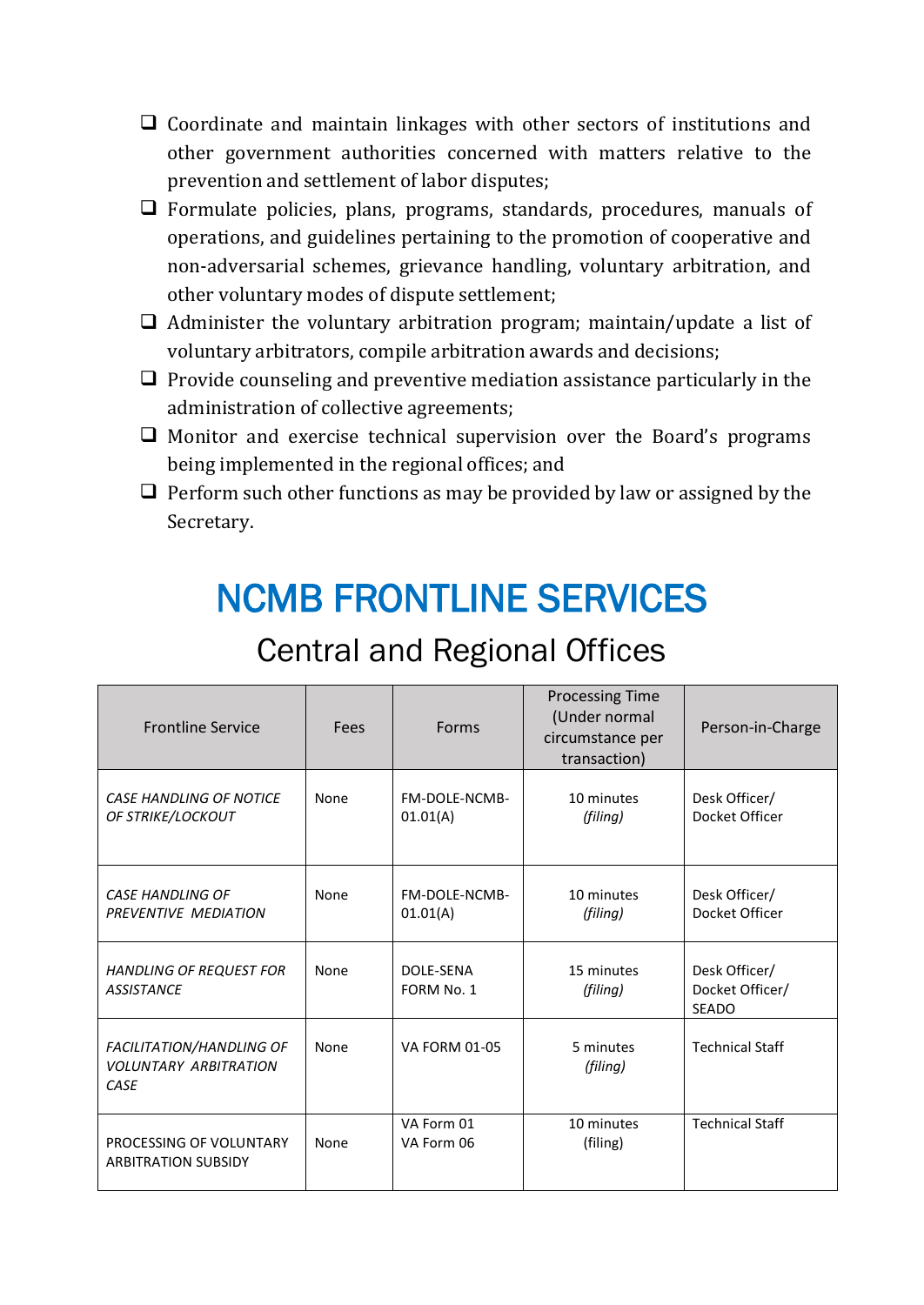- Coordinate and maintain linkages with other sectors of institutions and other government authorities concerned with matters relative to the prevention and settlement of labor disputes;
- Formulate policies, plans, programs, standards, procedures, manuals of operations, and guidelines pertaining to the promotion of cooperative and non-adversarial schemes, grievance handling, voluntary arbitration, and other voluntary modes of dispute settlement;
- Administer the voluntary arbitration program; maintain/update a list of voluntary arbitrators, compile arbitration awards and decisions;
- Provide counseling and preventive mediation assistance particularly in the administration of collective agreements;
- Monitor and exercise technical supervision over the Board's programs being implemented in the regional offices; and
- Perform such other functions as may be provided by law or assigned by the Secretary.

# NCMB FRONTLINE SERVICES

## Central and Regional Offices

| Frontline Service | Fees | Forms | Processing Time (Under normal circumstance per transaction) | Person-in-Charge |
|---|---|---|---|---|
| *CASE HANDLING OF NOTICE OF STRIKE/LOCKOUT* | None | FM-DOLE-NCMB-01.01(A) | 10 minutes *(filing)* | Desk Officer/ Docket Officer |
| *CASE HANDLING OF PREVENTIVE MEDIATION* | None | FM-DOLE-NCMB-01.01(A) | 10 minutes *(filing)* | Desk Officer/ Docket Officer |
| *HANDLING OF REQUEST FOR ASSISTANCE* | None | DOLE-SENA FORM No. 1 | 15 minutes *(filing)* | Desk Officer/ Docket Officer/ SEADO |
| *FACILITATION/HANDLING OF VOLUNTARY ARBITRATION CASE* | None | VA FORM 01-05 | 5 minutes *(filing)* | Technical Staff |
| PROCESSING OF VOLUNTARY ARBITRATION SUBSIDY | None | VA Form 01<br>VA Form 06 | 10 minutes (filing) | Technical Staff |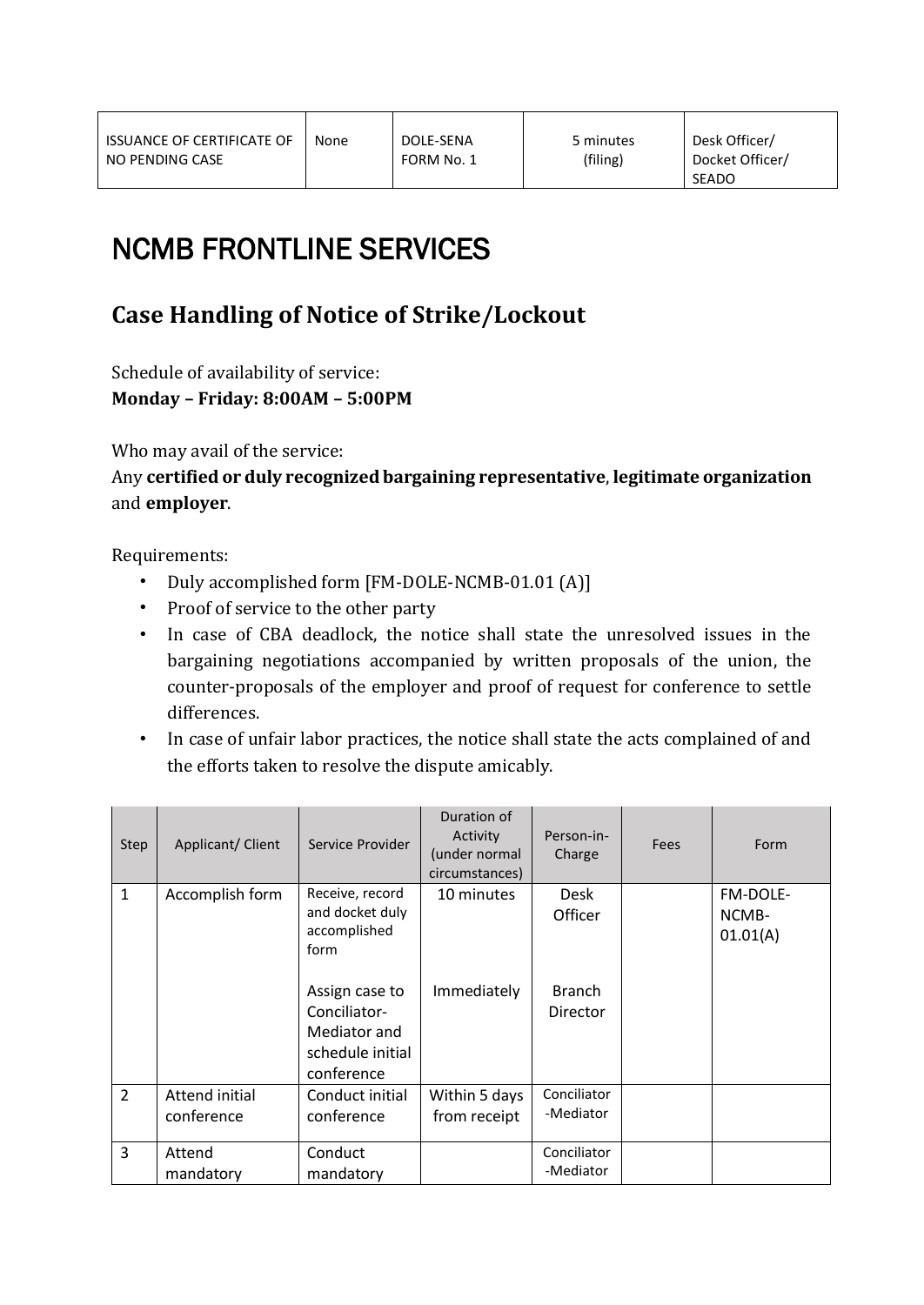| ISSUANCE OF CERTIFICATE OF NO PENDING CASE | None | DOLE-SENA FORM No. 1 | 5 minutes (filing) | Desk Officer/ Docket Officer/ SEADO |
|---|---|---|---|---|

# NCMB FRONTLINE SERVICES

## Case Handling of Notice of Strike/Lockout

Schedule of availability of service:
**Monday – Friday: 8:00AM – 5:00PM**

Who may avail of the service:
Any **certified or duly recognized bargaining representative**, **legitimate organization** and **employer**.

Requirements:

- Duly accomplished form [FM-DOLE-NCMB-01.01 (A)]
- Proof of service to the other party
- In case of CBA deadlock, the notice shall state the unresolved issues in the bargaining negotiations accompanied by written proposals of the union, the counter-proposals of the employer and proof of request for conference to settle differences.
- In case of unfair labor practices, the notice shall state the acts complained of and the efforts taken to resolve the dispute amicably.

| Step | Applicant/ Client | Service Provider | Duration of Activity (under normal circumstances) | Person-in-Charge | Fees | Form |
|---|---|---|---|---|---|---|
| 1 | Accomplish form | Receive, record and docket duly accomplished form | 10 minutes | Desk Officer | | FM-DOLE-NCMB-01.01(A) |
| | | Assign case to Conciliator-Mediator and schedule initial conference | Immediately | Branch Director | | |
| 2 | Attend initial conference | Conduct initial conference | Within 5 days from receipt | Conciliator-Mediator | | |
| 3 | Attend mandatory | Conduct mandatory | | Conciliator-Mediator | | |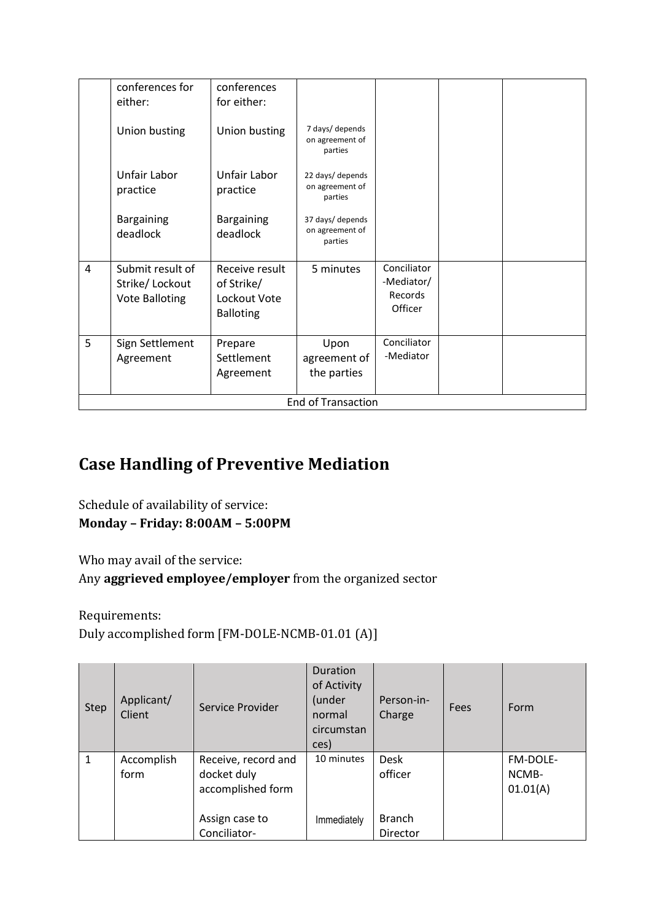| | | | | | | |
|---|---|---|---|---|---|---|
| | conferences for either:<br><br>Union busting<br><br>Unfair Labor practice<br><br>Bargaining deadlock | conferences for either:<br><br>Union busting<br><br>Unfair Labor practice<br><br>Bargaining deadlock | <br><br>7 days/ depends on agreement of parties<br><br>22 days/ depends on agreement of parties<br><br>37 days/ depends on agreement of parties | | | |
| 4 | Submit result of Strike/ Lockout Vote Balloting | Receive result of Strike/ Lockout Vote Balloting | 5 minutes | Conciliator -Mediator/ Records Officer | | |
| 5 | Sign Settlement Agreement | Prepare Settlement Agreement | Upon agreement of the parties | Conciliator -Mediator | | |
| End of Transaction | | | | | | |

## Case Handling of Preventive Mediation

Schedule of availability of service:
**Monday – Friday: 8:00AM – 5:00PM**

Who may avail of the service:
Any **aggrieved employee/employer** from the organized sector

Requirements:
Duly accomplished form [FM-DOLE-NCMB-01.01 (A)]

| Step | Applicant/ Client | Service Provider | Duration of Activity (under normal circumstances) | Person-in-Charge | Fees | Form |
|---|---|---|---|---|---|---|
| 1 | Accomplish form | Receive, record and docket duly accomplished form<br><br>Assign case to Conciliator- | 10 minutes<br><br>Immediately | Desk officer<br><br>Branch Director | | FM-DOLE-NCMB-01.01(A) |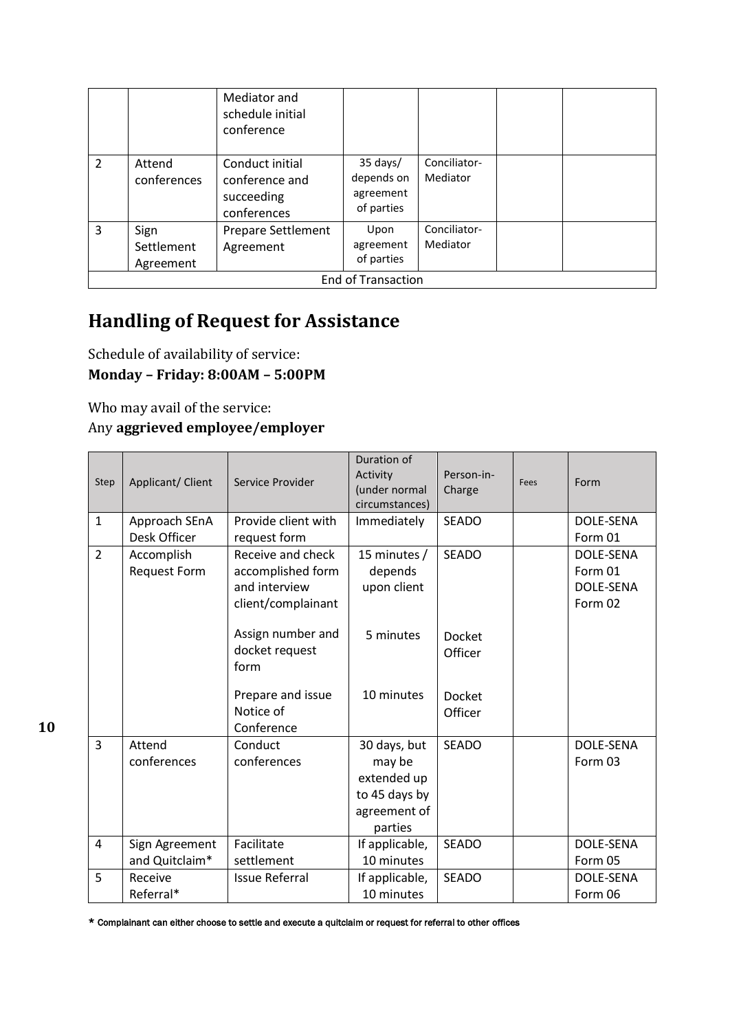| | | | | | | |
|---|---|---|---|---|---|---|
| | | Mediator and schedule initial conference | | | | |
| 2 | Attend conferences | Conduct initial conference and succeeding conferences | 35 days/ depends on agreement of parties | Conciliator-Mediator | | |
| 3 | Sign Settlement Agreement | Prepare Settlement Agreement | Upon agreement of parties | Conciliator-Mediator | | |
| End of Transaction | | | | | | |

## Handling of Request for Assistance

Schedule of availability of service:
**Monday – Friday: 8:00AM – 5:00PM**

Who may avail of the service:
Any **aggrieved employee/employer**

| Step | Applicant/ Client | Service Provider | Duration of Activity (under normal circumstances) | Person-in-Charge | Fees | Form |
|---|---|---|---|---|---|---|
| 1 | Approach SEnA Desk Officer | Provide client with request form | Immediately | SEADO | | DOLE-SENA Form 01 |
| 2 | Accomplish Request Form | Receive and check accomplished form and interview client/complainant | 15 minutes / depends upon client | SEADO | | DOLE-SENA Form 01 DOLE-SENA Form 02 |
| | | Assign number and docket request form | 5 minutes | Docket Officer | | |
| | | Prepare and issue Notice of Conference | 10 minutes | Docket Officer | | |
| 3 | Attend conferences | Conduct conferences | 30 days, but may be extended up to 45 days by agreement of parties | SEADO | | DOLE-SENA Form 03 |
| 4 | Sign Agreement and Quitclaim* | Facilitate settlement | If applicable, 10 minutes | SEADO | | DOLE-SENA Form 05 |
| 5 | Receive Referral* | Issue Referral | If applicable, 10 minutes | SEADO | | DOLE-SENA Form 06 |

* Complainant can either choose to settle and execute a quitclaim or request for referral to other offices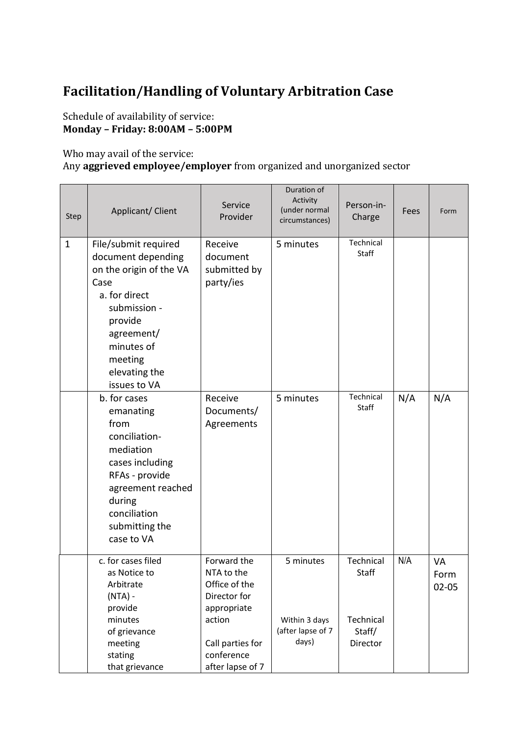# Facilitation/Handling of Voluntary Arbitration Case

Schedule of availability of service:
**Monday – Friday: 8:00AM – 5:00PM**

Who may avail of the service:
Any **aggrieved employee/employer** from organized and unorganized sector

| Step | Applicant/ Client | Service Provider | Duration of Activity (under normal circumstances) | Person-in-Charge | Fees | Form |
|---|---|---|---|---|---|---|
| 1 | File/submit required document depending on the origin of the VA Case<br>a. for direct submission - provide agreement/ minutes of meeting elevating the issues to VA | Receive document submitted by party/ies | 5 minutes | Technical Staff | | |
| | b. for cases emanating from conciliation-mediation cases including RFAs - provide agreement reached during conciliation submitting the case to VA | Receive Documents/ Agreements | 5 minutes | Technical Staff | N/A | N/A |
| | c. for cases filed as Notice to Arbitrate (NTA) - provide minutes of grievance meeting stating that grievance | Forward the NTA to the Office of the Director for appropriate action<br><br>Call parties for conference after lapse of 7 | 5 minutes<br><br>Within 3 days (after lapse of 7 days) | Technical Staff<br><br>Technical Staff/ Director | N/A | VA Form 02-05 |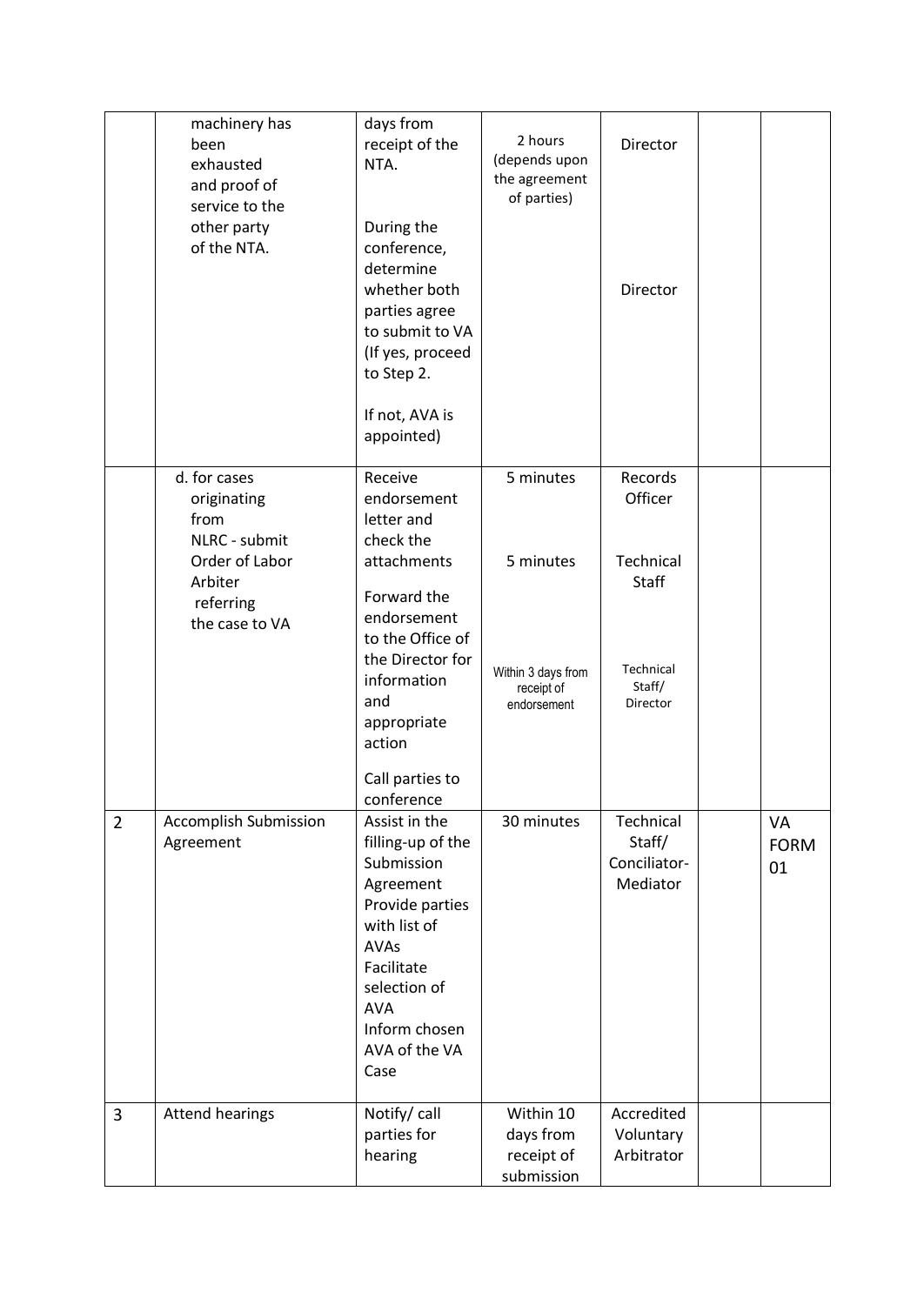| | | | | | | |
|---|---|---|---|---|---|---|
| | machinery has been exhausted and proof of service to the other party of the NTA. | days from receipt of the NTA.<br><br>During the conference, determine whether both parties agree to submit to VA (If yes, proceed to Step 2.<br><br>If not, AVA is appointed) | 2 hours (depends upon the agreement of parties) | Director<br><br>Director | | |
| | d. for cases originating from NLRC - submit Order of Labor Arbiter referring the case to VA | Receive endorsement letter and check the attachments<br><br>Forward the endorsement to the Office of the Director for information and appropriate action<br><br>Call parties to conference | 5 minutes<br><br>5 minutes<br><br>Within 3 days from receipt of endorsement | Records Officer<br><br>Technical Staff<br><br>Technical Staff/ Director | | |
| 2 | Accomplish Submission Agreement | Assist in the filling-up of the Submission Agreement<br>Provide parties with list of AVAs<br>Facilitate selection of AVA<br>Inform chosen AVA of the VA Case | 30 minutes | Technical Staff/ Conciliator-Mediator | | VA FORM 01 |
| 3 | Attend hearings | Notify/ call parties for hearing | Within 10 days from receipt of submission | Accredited Voluntary Arbitrator | | |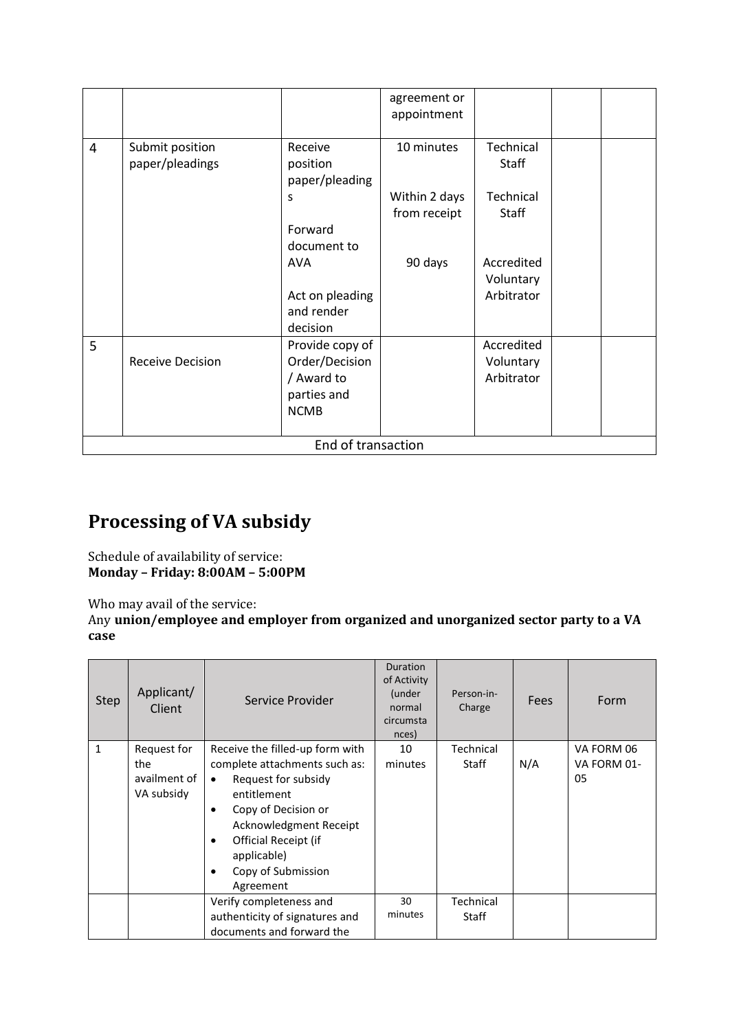| | | | agreement or appointment | | | |
|---|---|---|---|---|---|---|
| 4 | Submit position paper/pleadings | Receive position paper/pleadings<br><br>Forward document to AVA<br><br>Act on pleading and render decision | 10 minutes<br><br>Within 2 days from receipt<br><br>90 days | Technical Staff<br><br>Technical Staff<br><br>Accredited Voluntary Arbitrator | | |
| 5 | Receive Decision | Provide copy of Order/Decision / Award to parties and NCMB | | Accredited Voluntary Arbitrator | | |
| End of transaction | | | | | | |

## Processing of VA subsidy

Schedule of availability of service:
**Monday – Friday: 8:00AM – 5:00PM**

Who may avail of the service:
Any **union/employee and employer from organized and unorganized sector party to a VA case**

| Step | Applicant/ Client | Service Provider | Duration of Activity (under normal circumstances) | Person-in-Charge | Fees | Form |
|---|---|---|---|---|---|---|
| 1 | Request for the availment of VA subsidy | Receive the filled-up form with complete attachments such as:<br>• Request for subsidy entitlement<br>• Copy of Decision or Acknowledgment Receipt<br>• Official Receipt (if applicable)<br>• Copy of Submission Agreement | 10 minutes | Technical Staff | N/A | VA FORM 06<br>VA FORM 01-05 |
| | | Verify completeness and authenticity of signatures and documents and forward the | 30 minutes | Technical Staff | | |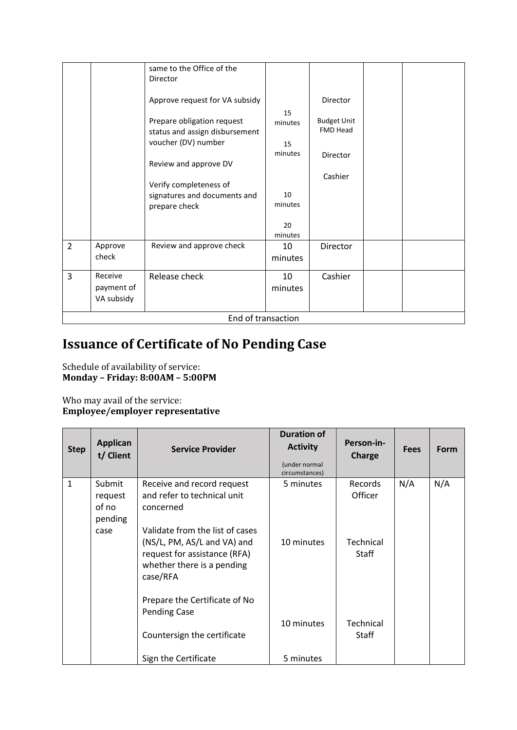| | | same to the Office of the Director<br><br>Approve request for VA subsidy<br><br>Prepare obligation request status and assign disbursement voucher (DV) number<br><br>Review and approve DV<br><br>Verify completeness of signatures and documents and prepare check | 15 minutes<br><br>15 minutes<br><br>10 minutes<br><br>20 minutes | Director<br><br>Budget Unit FMD Head<br><br>Director<br><br>Cashier | | |
|---|---|---|---|---|---|---|
| 2 | Approve check | Review and approve check | 10 minutes | Director | | |
| 3 | Receive payment of VA subsidy | Release check | 10 minutes | Cashier | | |
| End of transaction | | | | | | |

# Issuance of Certificate of No Pending Case

Schedule of availability of service:
**Monday – Friday: 8:00AM – 5:00PM**

Who may avail of the service:
**Employee/employer representative**

| Step | Applicant/ Client | Service Provider | Duration of Activity (under normal circumstances) | Person-in-Charge | Fees | Form |
|---|---|---|---|---|---|---|
| 1 | Submit request of no pending case | Receive and record request and refer to technical unit concerned<br><br>Validate from the list of cases (NS/L, PM, AS/L and VA) and request for assistance (RFA) whether there is a pending case/RFA<br><br>Prepare the Certificate of No Pending Case<br><br>Countersign the certificate<br><br>Sign the Certificate | 5 minutes<br><br>10 minutes<br><br>10 minutes<br><br>5 minutes | Records Officer<br><br>Technical Staff<br><br>Technical Staff | N/A | N/A |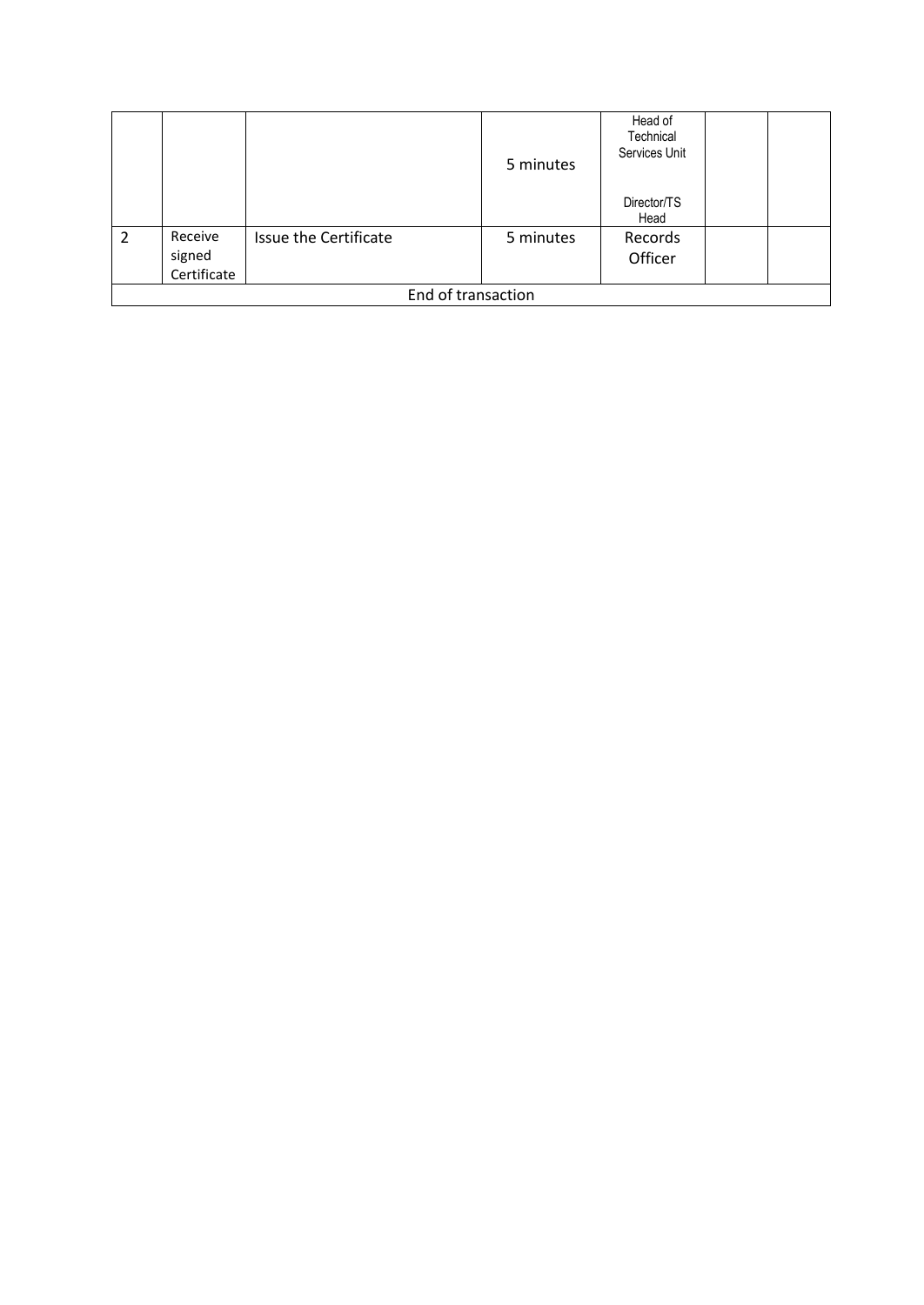| | | | | | | |
|---|---|---|---|---|---|---|
| | | | 5 minutes | Head of Technical Services Unit<br><br>Director/TS Head | | |
| 2 | Receive signed Certificate | Issue the Certificate | 5 minutes | Records Officer | | |
| End of transaction | | | | | | |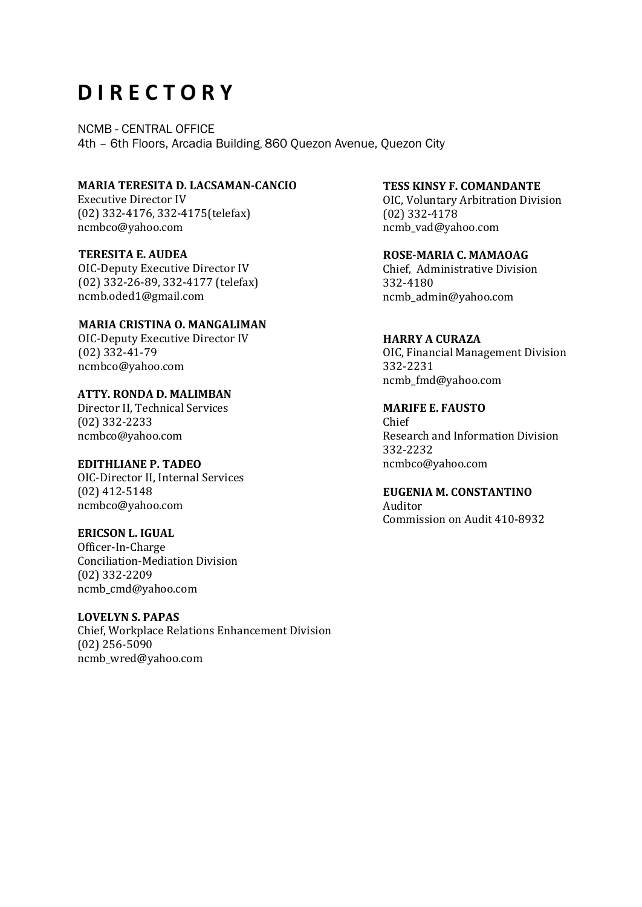# D I R E C T O R Y

NCMB - CENTRAL OFFICE
4th – 6th Floors, Arcadia Building, 860 Quezon Avenue, Quezon City

**MARIA TERESITA D. LACSAMAN-CANCIO**
Executive Director IV
(02) 332-4176, 332-4175(telefax)
ncmbco@yahoo.com

**TERESITA E. AUDEA**
OIC-Deputy Executive Director IV
(02) 332-26-89, 332-4177 (telefax)
ncmb.oded1@gmail.com

**MARIA CRISTINA O. MANGALIMAN**
OIC-Deputy Executive Director IV
(02) 332-41-79
ncmbco@yahoo.com

**ATTY. RONDA D. MALIMBAN**
Director II, Technical Services
(02) 332-2233
ncmbco@yahoo.com

**EDITHLIANE P. TADEO**
OIC-Director II, Internal Services
(02) 412-5148
ncmbco@yahoo.com

**ERICSON L. IGUAL**
Officer-In-Charge
Conciliation-Mediation Division
(02) 332-2209
ncmb_cmd@yahoo.com

**LOVELYN S. PAPAS**
Chief, Workplace Relations Enhancement Division
(02) 256-5090
ncmb_wred@yahoo.com

**TESS KINSY F. COMANDANTE**
OIC, Voluntary Arbitration Division
(02) 332-4178
ncmb_vad@yahoo.com

**ROSE-MARIA C. MAMAOAG**
Chief, Administrative Division
332-4180
ncmb_admin@yahoo.com

**HARRY A CURAZA**
OIC, Financial Management Division
332-2231
ncmb_fmd@yahoo.com

**MARIFE E. FAUSTO**
Chief
Research and Information Division
332-2232
ncmbco@yahoo.com

**EUGENIA M. CONSTANTINO**
Auditor
Commission on Audit 410-8932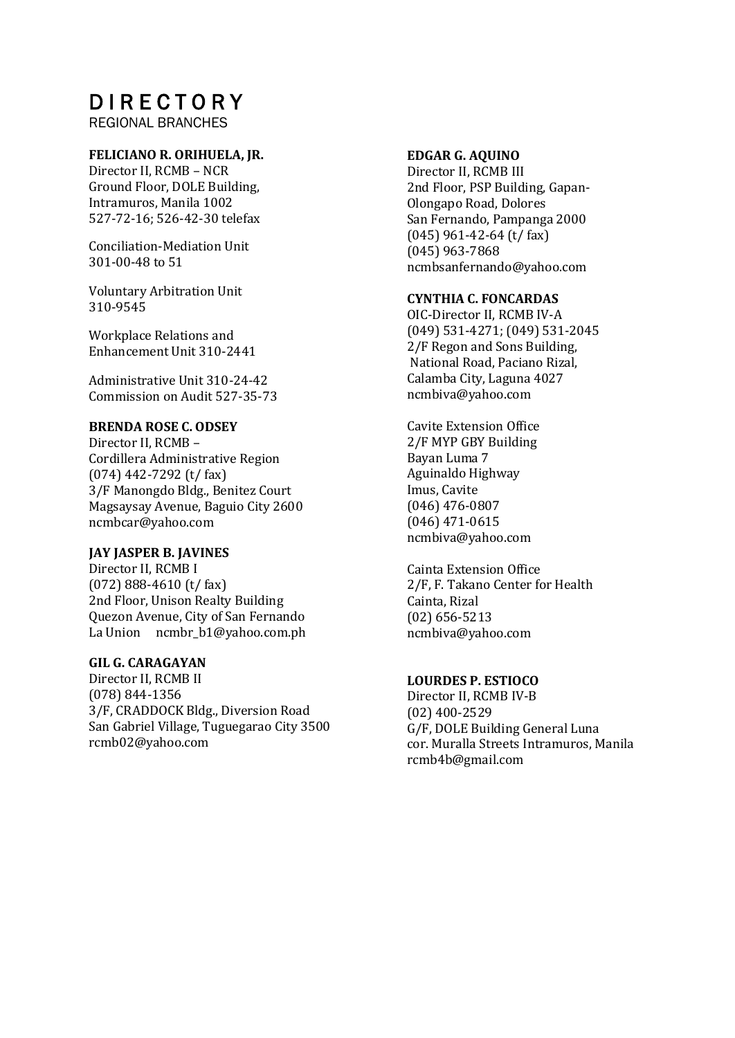# DIRECTORY

REGIONAL BRANCHES

**FELICIANO R. ORIHUELA, JR.**
Director II, RCMB – NCR
Ground Floor, DOLE Building,
Intramuros, Manila 1002
527-72-16; 526-42-30 telefax

Conciliation-Mediation Unit
301-00-48 to 51

Voluntary Arbitration Unit
310-9545

Workplace Relations and
Enhancement Unit 310-2441

Administrative Unit 310-24-42
Commission on Audit 527-35-73

**BRENDA ROSE C. ODSEY**
Director II, RCMB –
Cordillera Administrative Region
(074) 442-7292 (t/ fax)
3/F Manongdo Bldg., Benitez Court
Magsaysay Avenue, Baguio City 2600
ncmbcar@yahoo.com

**JAY JASPER B. JAVINES**
Director II, RCMB I
(072) 888-4610 (t/ fax)
2nd Floor, Unison Realty Building
Quezon Avenue, City of San Fernando
La Union ncmbr_b1@yahoo.com.ph

**GIL G. CARAGAYAN**
Director II, RCMB II
(078) 844-1356
3/F, CRADDOCK Bldg., Diversion Road
San Gabriel Village, Tuguegarao City 3500
rcmb02@yahoo.com

**EDGAR G. AQUINO**
Director II, RCMB III
2nd Floor, PSP Building, Gapan-
Olongapo Road, Dolores
San Fernando, Pampanga 2000
(045) 961-42-64 (t/ fax)
(045) 963-7868
ncmbsanfernando@yahoo.com

**CYNTHIA C. FONCARDAS**
OIC-Director II, RCMB IV-A
(049) 531-4271; (049) 531-2045
2/F Regon and Sons Building,
National Road, Paciano Rizal,
Calamba City, Laguna 4027
ncmbiva@yahoo.com

Cavite Extension Office
2/F MYP GBY Building
Bayan Luma 7
Aguinaldo Highway
Imus, Cavite
(046) 476-0807
(046) 471-0615
ncmbiva@yahoo.com

Cainta Extension Office
2/F, F. Takano Center for Health
Cainta, Rizal
(02) 656-5213
ncmbiva@yahoo.com

**LOURDES P. ESTIOCO**
Director II, RCMB IV-B
(02) 400-2529
G/F, DOLE Building General Luna
cor. Muralla Streets Intramuros, Manila
rcmb4b@gmail.com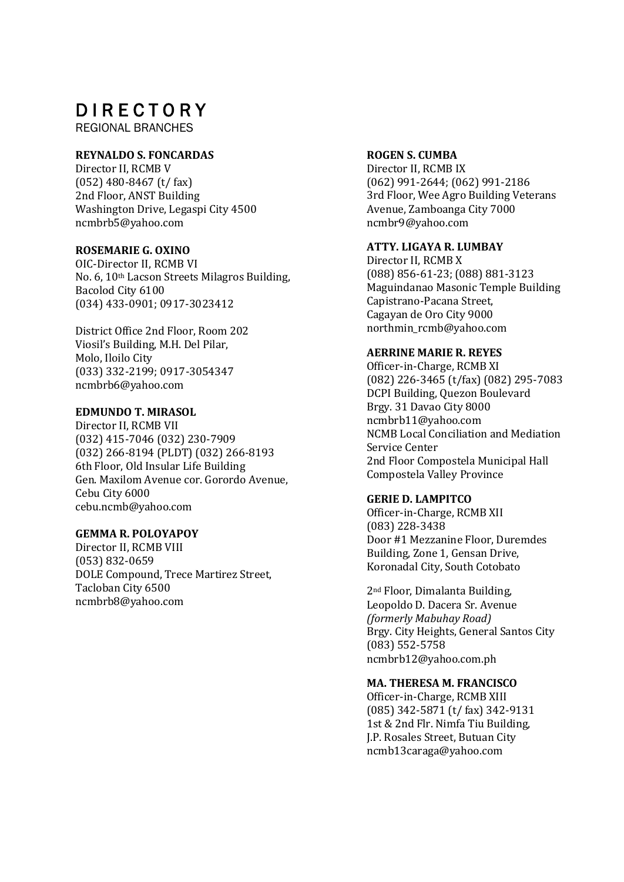# DIRECTORY

REGIONAL BRANCHES

**REYNALDO S. FONCARDAS**
Director II, RCMB V
(052) 480-8467 (t/ fax)
2nd Floor, ANST Building
Washington Drive, Legaspi City 4500
ncmbrb5@yahoo.com

**ROSEMARIE G. OXINO**
OIC-Director II, RCMB VI
No. 6, 10th Lacson Streets Milagros Building,
Bacolod City 6100
(034) 433-0901; 0917-3023412

District Office 2nd Floor, Room 202
Viosil's Building, M.H. Del Pilar,
Molo, Iloilo City
(033) 332-2199; 0917-3054347
ncmbrb6@yahoo.com

**EDMUNDO T. MIRASOL**
Director II, RCMB VII
(032) 415-7046 (032) 230-7909
(032) 266-8194 (PLDT) (032) 266-8193
6th Floor, Old Insular Life Building
Gen. Maxilom Avenue cor. Gorordo Avenue,
Cebu City 6000
cebu.ncmb@yahoo.com

**GEMMA R. POLOYAPOY**
Director II, RCMB VIII
(053) 832-0659
DOLE Compound, Trece Martirez Street,
Tacloban City 6500
ncmbrb8@yahoo.com

**ROGEN S. CUMBA**
Director II, RCMB IX
(062) 991-2644; (062) 991-2186
3rd Floor, Wee Agro Building Veterans
Avenue, Zamboanga City 7000
ncmbr9@yahoo.com

**ATTY. LIGAYA R. LUMBAY**
Director II, RCMB X
(088) 856-61-23; (088) 881-3123
Maguindanao Masonic Temple Building
Capistrano-Pacana Street,
Cagayan de Oro City 9000
northmin_rcmb@yahoo.com

**AERRINE MARIE R. REYES**
Officer-in-Charge, RCMB XI
(082) 226-3465 (t/fax) (082) 295-7083
DCPI Building, Quezon Boulevard
Brgy. 31 Davao City 8000
ncmbrb11@yahoo.com
NCMB Local Conciliation and Mediation
Service Center
2nd Floor Compostela Municipal Hall
Compostela Valley Province

**GERIE D. LAMPITCO**
Officer-in-Charge, RCMB XII
(083) 228-3438
Door #1 Mezzanine Floor, Duremdes
Building, Zone 1, Gensan Drive,
Koronadal City, South Cotobato

2nd Floor, Dimalanta Building,
Leopoldo D. Dacera Sr. Avenue
*(formerly Mabuhay Road)*
Brgy. City Heights, General Santos City
(083) 552-5758
ncmbrb12@yahoo.com.ph

**MA. THERESA M. FRANCISCO**
Officer-in-Charge, RCMB XIII
(085) 342-5871 (t/ fax) 342-9131
1st & 2nd Flr. Nimfa Tiu Building,
J.P. Rosales Street, Butuan City
ncmb13caraga@yahoo.com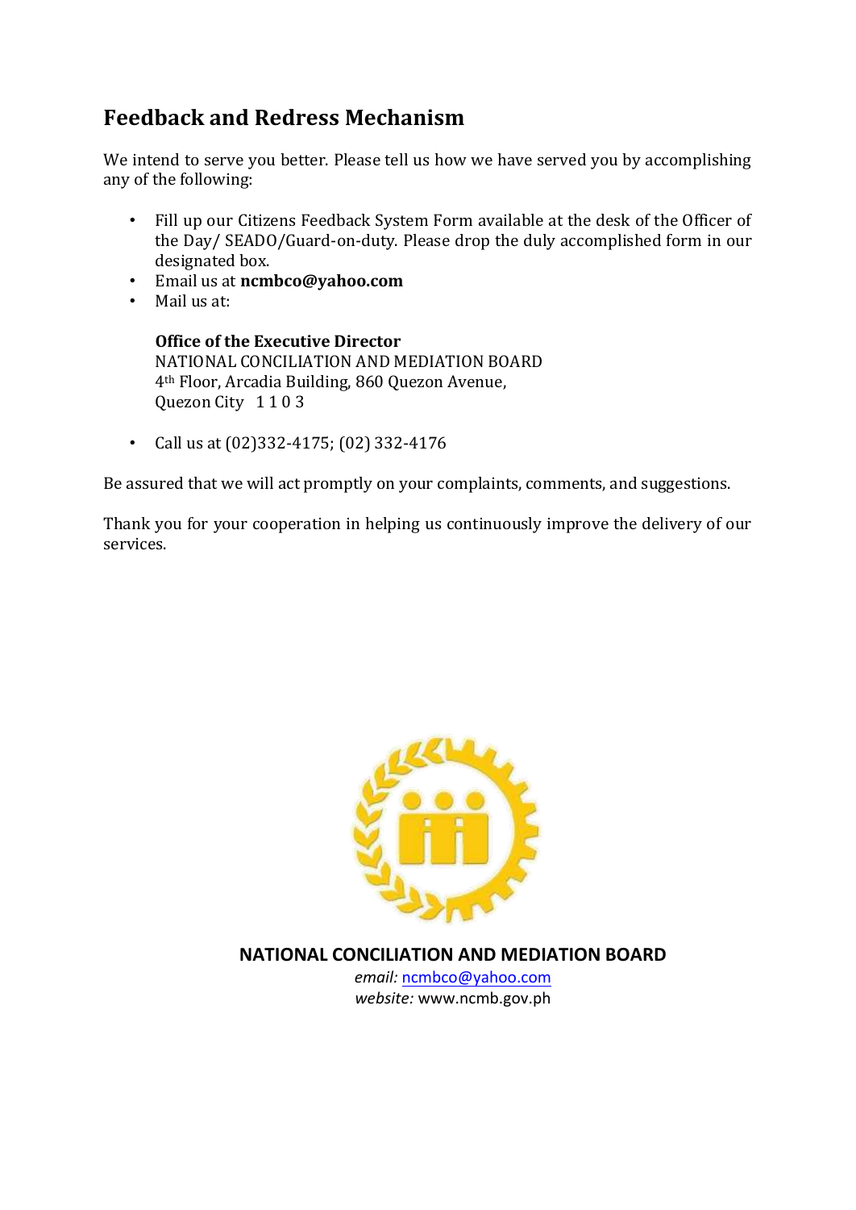## Feedback and Redress Mechanism

We intend to serve you better. Please tell us how we have served you by accomplishing any of the following:

- Fill up our Citizens Feedback System Form available at the desk of the Officer of the Day/ SEADO/Guard-on-duty. Please drop the duly accomplished form in our designated box.
- Email us at **ncmbco@yahoo.com**
- Mail us at:

  **Office of the Executive Director**
  NATIONAL CONCILIATION AND MEDIATION BOARD
  4th Floor, Arcadia Building, 860 Quezon Avenue,
  Quezon City 1 1 0 3

- Call us at (02)332-4175; (02) 332-4176

Be assured that we will act promptly on your complaints, comments, and suggestions.

Thank you for your cooperation in helping us continuously improve the delivery of our services.

**NATIONAL CONCILIATION AND MEDIATION BOARD**

*email:* ncmbco@yahoo.com

*website:* www.ncmb.gov.ph